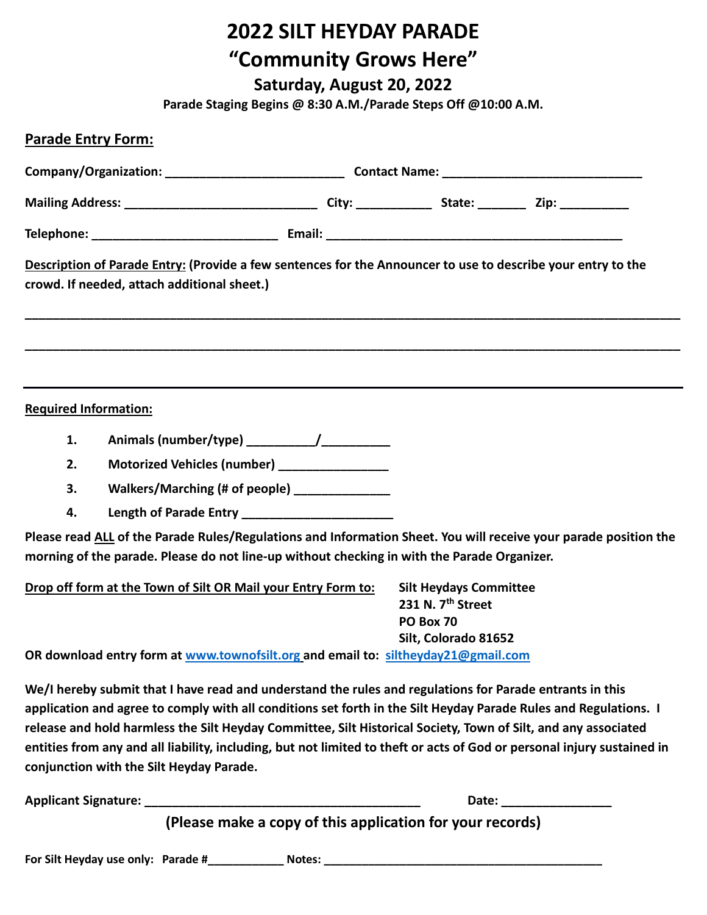# 2022 SILT HEYDAY PARADE

# "Community Grows Here"

## Saturday, August 20, 2022

**Parade Staging Begins @ 8:30 A.M./Parade Steps Off @10:00 A.M.**

**Parade Entry Form:**

**Company/Organization:** ___________________________ **Contact Name:** ______________________________

**Mailing Address:** ____________________________ **City:** ___________ **State:** _______ **Zip:** __________

**Telephone:** ____________________________ **Email:** _____________________________________________

**Description of Parade Entry:** **(Provide a few sentences for the Announcer to use to describe your entry to the crowd. If needed, attach additional sheet.)**

_____________________________________________________________________________________________

_____________________________________________________________________________________________

_____________________________________________________________________________________________

**Required Information:**

1. **Animals (number/type)** __________/__________
2. **Motorized Vehicles (number)** ________________
3. **Walkers/Marching (# of people)** ______________
4. **Length of Parade Entry** ______________________

**Please read ALL of the Parade Rules/Regulations and Information Sheet. You will receive your parade position the morning of the parade. Please do not line-up without checking in with the Parade Organizer.**

**Drop off form at the Town of Silt OR Mail your Entry Form to:**

**Silt Heydays Committee**
**231 N. 7th Street**
**PO Box 70**
**Silt, Colorado 81652**

**OR download entry form at www.townofsilt.org and email to: siltheyday21@gmail.com**

**We/I hereby submit that I have read and understand the rules and regulations for Parade entrants in this application and agree to comply with all conditions set forth in the Silt Heyday Parade Rules and Regulations. I release and hold harmless the Silt Heyday Committee, Silt Historical Society, Town of Silt, and any associated entities from any and all liability, including, but not limited to theft or acts of God or personal injury sustained in conjunction with the Silt Heyday Parade.**

**Applicant Signature:** _________________________________________ **Date:** ________________

**(Please make a copy of this application for your records)**

**For Silt Heyday use only: Parade #**____________ **Notes:** ____________________________________________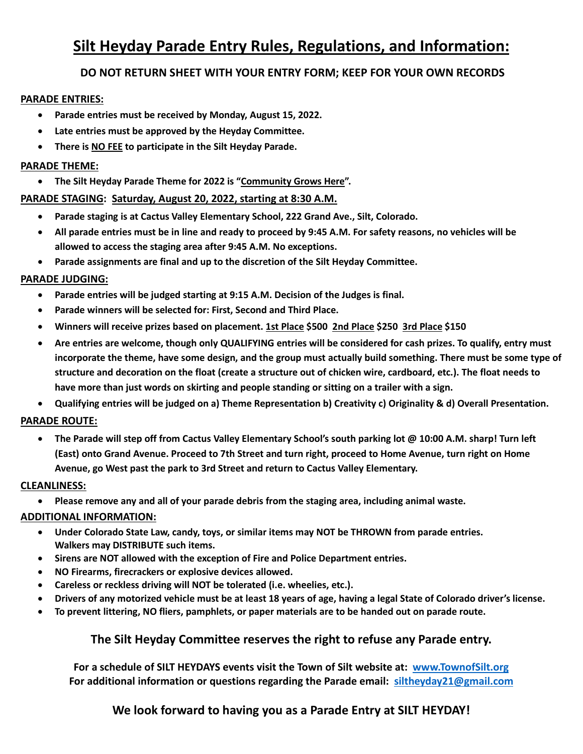# Silt Heyday Parade Entry Rules, Regulations, and Information:

**DO NOT RETURN SHEET WITH YOUR ENTRY FORM; KEEP FOR YOUR OWN RECORDS**

**PARADE ENTRIES:**

- **Parade entries must be received by Monday, August 15, 2022.**
- **Late entries must be approved by the Heyday Committee.**
- **There is NO FEE to participate in the Silt Heyday Parade.**

**PARADE THEME:**

- **The Silt Heyday Parade Theme for 2022 is "Community Grows Here".**

**PARADE STAGING: Saturday, August 20, 2022, starting at 8:30 A.M.**

- **Parade staging is at Cactus Valley Elementary School, 222 Grand Ave., Silt, Colorado.**
- **All parade entries must be in line and ready to proceed by 9:45 A.M. For safety reasons, no vehicles will be allowed to access the staging area after 9:45 A.M. No exceptions.**
- **Parade assignments are final and up to the discretion of the Silt Heyday Committee.**

**PARADE JUDGING:**

- **Parade entries will be judged starting at 9:15 A.M. Decision of the Judges is final.**
- **Parade winners will be selected for: First, Second and Third Place.**
- **Winners will receive prizes based on placement. 1st Place $500 2nd Place $250 3rd Place $150**
- **Are entries are welcome, though only QUALIFYING entries will be considered for cash prizes. To qualify, entry must incorporate the theme, have some design, and the group must actually build something. There must be some type of structure and decoration on the float (create a structure out of chicken wire, cardboard, etc.). The float needs to have more than just words on skirting and people standing or sitting on a trailer with a sign.**
- **Qualifying entries will be judged on a) Theme Representation b) Creativity c) Originality & d) Overall Presentation.**

**PARADE ROUTE:**

- **The Parade will step off from Cactus Valley Elementary School's south parking lot @ 10:00 A.M. sharp! Turn left (East) onto Grand Avenue. Proceed to 7th Street and turn right, proceed to Home Avenue, turn right on Home Avenue, go West past the park to 3rd Street and return to Cactus Valley Elementary.**

**CLEANLINESS:**

- **Please remove any and all of your parade debris from the staging area, including animal waste.**

**ADDITIONAL INFORMATION:**

- **Under Colorado State Law, candy, toys, or similar items may NOT be THROWN from parade entries. Walkers may DISTRIBUTE such items.**
- **Sirens are NOT allowed with the exception of Fire and Police Department entries.**
- **NO Firearms, firecrackers or explosive devices allowed.**
- **Careless or reckless driving will NOT be tolerated (i.e. wheelies, etc.).**
- **Drivers of any motorized vehicle must be at least 18 years of age, having a legal State of Colorado driver's license.**
- **To prevent littering, NO fliers, pamphlets, or paper materials are to be handed out on parade route.**

**The Silt Heyday Committee reserves the right to refuse any Parade entry.**

**For a schedule of SILT HEYDAYS events visit the Town of Silt website at: www.TownofSilt.org**
**For additional information or questions regarding the Parade email: siltheyday21@gmail.com**

**We look forward to having you as a Parade Entry at SILT HEYDAY!**